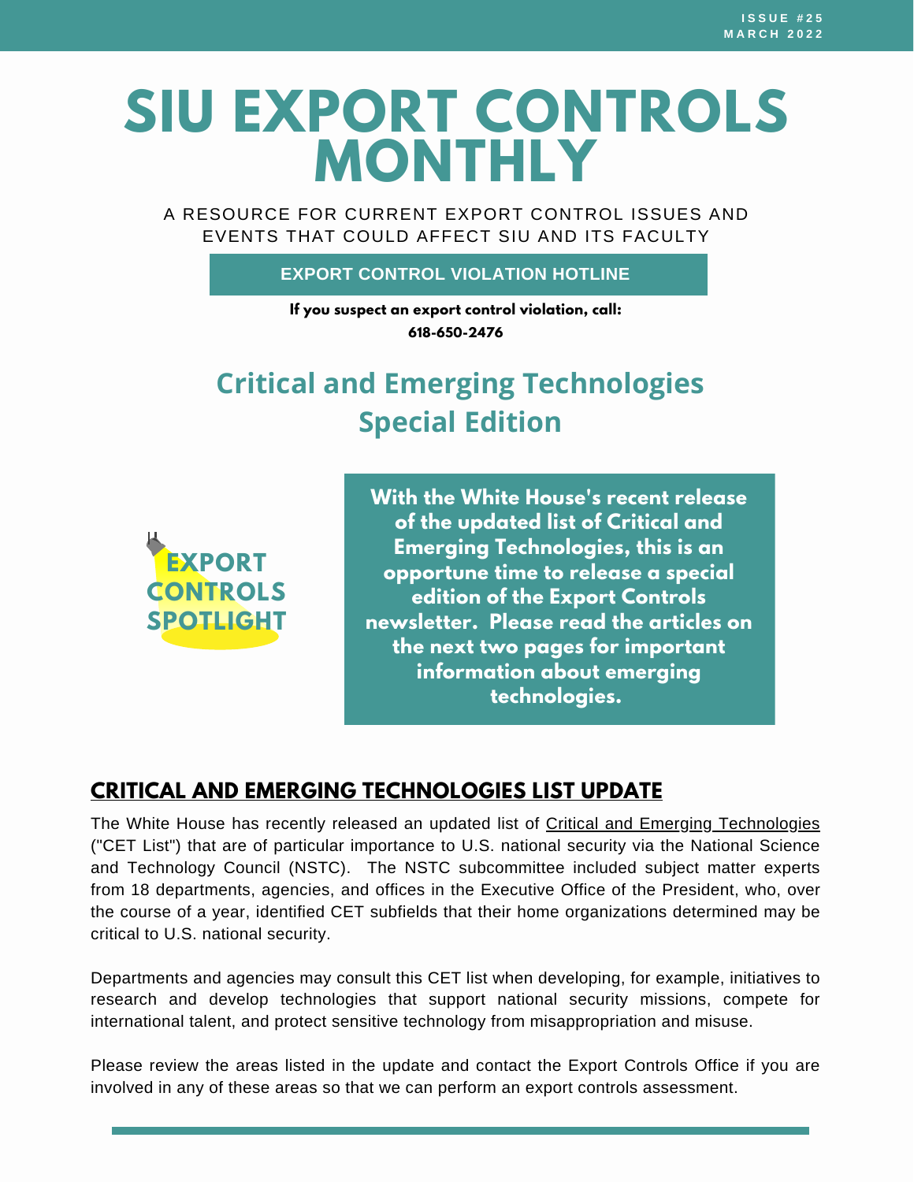ISSUE #25
MARCH 2022

# SIU EXPORT CONTROLS MONTHLY

A RESOURCE FOR CURRENT EXPORT CONTROL ISSUES AND EVENTS THAT COULD AFFECT SIU AND ITS FACULTY

**EXPORT CONTROL VIOLATION HOTLINE**

**If you suspect an export control violation, call: 618-650-2476**

## Critical and Emerging Technologies Special Edition

**EXPORT CONTROLS SPOTLIGHT**

**With the White House's recent release of the updated list of Critical and Emerging Technologies, this is an opportune time to release a special edition of the Export Controls newsletter. Please read the articles on the next two pages for important information about emerging technologies.**

## CRITICAL AND EMERGING TECHNOLOGIES LIST UPDATE

The White House has recently released an updated list of Critical and Emerging Technologies ("CET List") that are of particular importance to U.S. national security via the National Science and Technology Council (NSTC). The NSTC subcommittee included subject matter experts from 18 departments, agencies, and offices in the Executive Office of the President, who, over the course of a year, identified CET subfields that their home organizations determined may be critical to U.S. national security.

Departments and agencies may consult this CET list when developing, for example, initiatives to research and develop technologies that support national security missions, compete for international talent, and protect sensitive technology from misappropriation and misuse.

Please review the areas listed in the update and contact the Export Controls Office if you are involved in any of these areas so that we can perform an export controls assessment.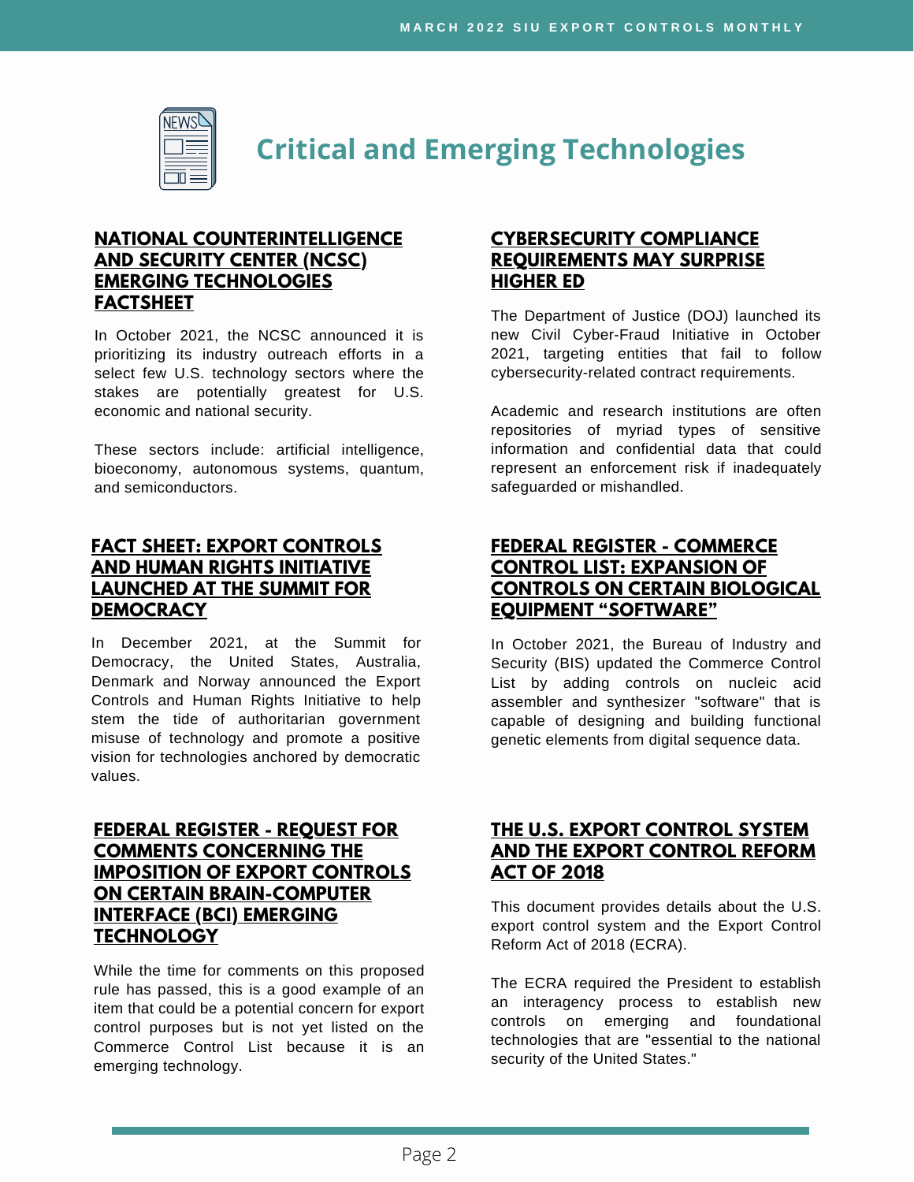# Critical and Emerging Technologies

## NATIONAL COUNTERINTELLIGENCE AND SECURITY CENTER (NCSC) EMERGING TECHNOLOGIES FACTSHEET

In October 2021, the NCSC announced it is prioritizing its industry outreach efforts in a select few U.S. technology sectors where the stakes are potentially greatest for U.S. economic and national security.

These sectors include: artificial intelligence, bioeconomy, autonomous systems, quantum, and semiconductors.

## CYBERSECURITY COMPLIANCE REQUIREMENTS MAY SURPRISE HIGHER ED

The Department of Justice (DOJ) launched its new Civil Cyber-Fraud Initiative in October 2021, targeting entities that fail to follow cybersecurity-related contract requirements.

Academic and research institutions are often repositories of myriad types of sensitive information and confidential data that could represent an enforcement risk if inadequately safeguarded or mishandled.

## FACT SHEET: EXPORT CONTROLS AND HUMAN RIGHTS INITIATIVE LAUNCHED AT THE SUMMIT FOR DEMOCRACY

In December 2021, at the Summit for Democracy, the United States, Australia, Denmark and Norway announced the Export Controls and Human Rights Initiative to help stem the tide of authoritarian government misuse of technology and promote a positive vision for technologies anchored by democratic values.

## FEDERAL REGISTER - COMMERCE CONTROL LIST: EXPANSION OF CONTROLS ON CERTAIN BIOLOGICAL EQUIPMENT "SOFTWARE"

In October 2021, the Bureau of Industry and Security (BIS) updated the Commerce Control List by adding controls on nucleic acid assembler and synthesizer "software" that is capable of designing and building functional genetic elements from digital sequence data.

## FEDERAL REGISTER - REQUEST FOR COMMENTS CONCERNING THE IMPOSITION OF EXPORT CONTROLS ON CERTAIN BRAIN-COMPUTER INTERFACE (BCI) EMERGING TECHNOLOGY

While the time for comments on this proposed rule has passed, this is a good example of an item that could be a potential concern for export control purposes but is not yet listed on the Commerce Control List because it is an emerging technology.

## THE U.S. EXPORT CONTROL SYSTEM AND THE EXPORT CONTROL REFORM ACT OF 2018

This document provides details about the U.S. export control system and the Export Control Reform Act of 2018 (ECRA).

The ECRA required the President to establish an interagency process to establish new controls on emerging and foundational technologies that are "essential to the national security of the United States."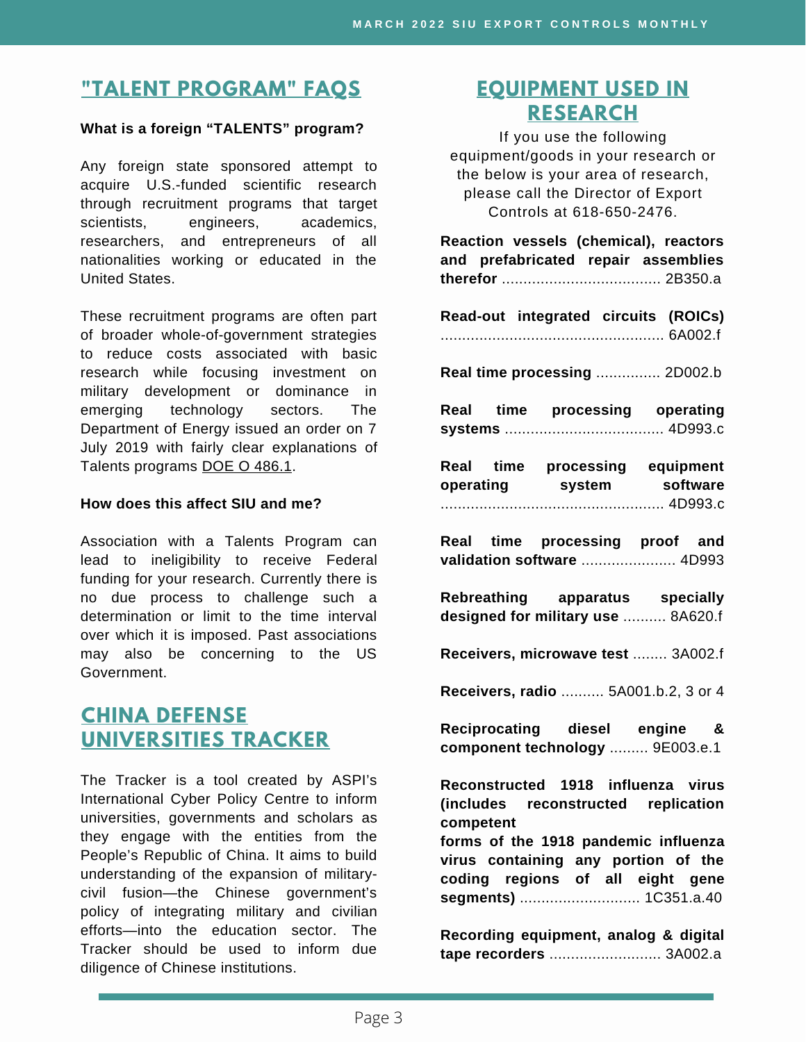## "TALENT PROGRAM" FAQS

**What is a foreign "TALENTS" program?**

Any foreign state sponsored attempt to acquire U.S.-funded scientific research through recruitment programs that target scientists, engineers, academics, researchers, and entrepreneurs of all nationalities working or educated in the United States.

These recruitment programs are often part of broader whole-of-government strategies to reduce costs associated with basic research while focusing investment on military development or dominance in emerging technology sectors. The Department of Energy issued an order on 7 July 2019 with fairly clear explanations of Talents programs DOE O 486.1.

**How does this affect SIU and me?**

Association with a Talents Program can lead to ineligibility to receive Federal funding for your research. Currently there is no due process to challenge such a determination or limit to the time interval over which it is imposed. Past associations may also be concerning to the US Government.

## CHINA DEFENSE UNIVERSITIES TRACKER

The Tracker is a tool created by ASPI's International Cyber Policy Centre to inform universities, governments and scholars as they engage with the entities from the People's Republic of China. It aims to build understanding of the expansion of military-civil fusion—the Chinese government's policy of integrating military and civilian efforts—into the education sector. The Tracker should be used to inform due diligence of Chinese institutions.

## EQUIPMENT USED IN RESEARCH

If you use the following equipment/goods in your research or the below is your area of research, please call the Director of Export Controls at 618-650-2476.

**Reaction vessels (chemical), reactors and prefabricated repair assemblies therefor** ..................................... 2B350.a

**Read-out integrated circuits (ROICs)** .................................................... 6A002.f

**Real time processing** ............... 2D002.b

**Real time processing operating systems** ..................................... 4D993.c

**Real time processing equipment operating system software** .................................................... 4D993.c

**Real time processing proof and validation software** ...................... 4D993

**Rebreathing apparatus specially designed for military use** .......... 8A620.f

**Receivers, microwave test** ........ 3A002.f

**Receivers, radio** .......... 5A001.b.2, 3 or 4

**Reciprocating diesel engine & component technology** ......... 9E003.e.1

**Reconstructed 1918 influenza virus (includes reconstructed replication competent forms of the 1918 pandemic influenza virus containing any portion of the coding regions of all eight gene segments)** ............................ 1C351.a.40

**Recording equipment, analog & digital tape recorders** .......................... 3A002.a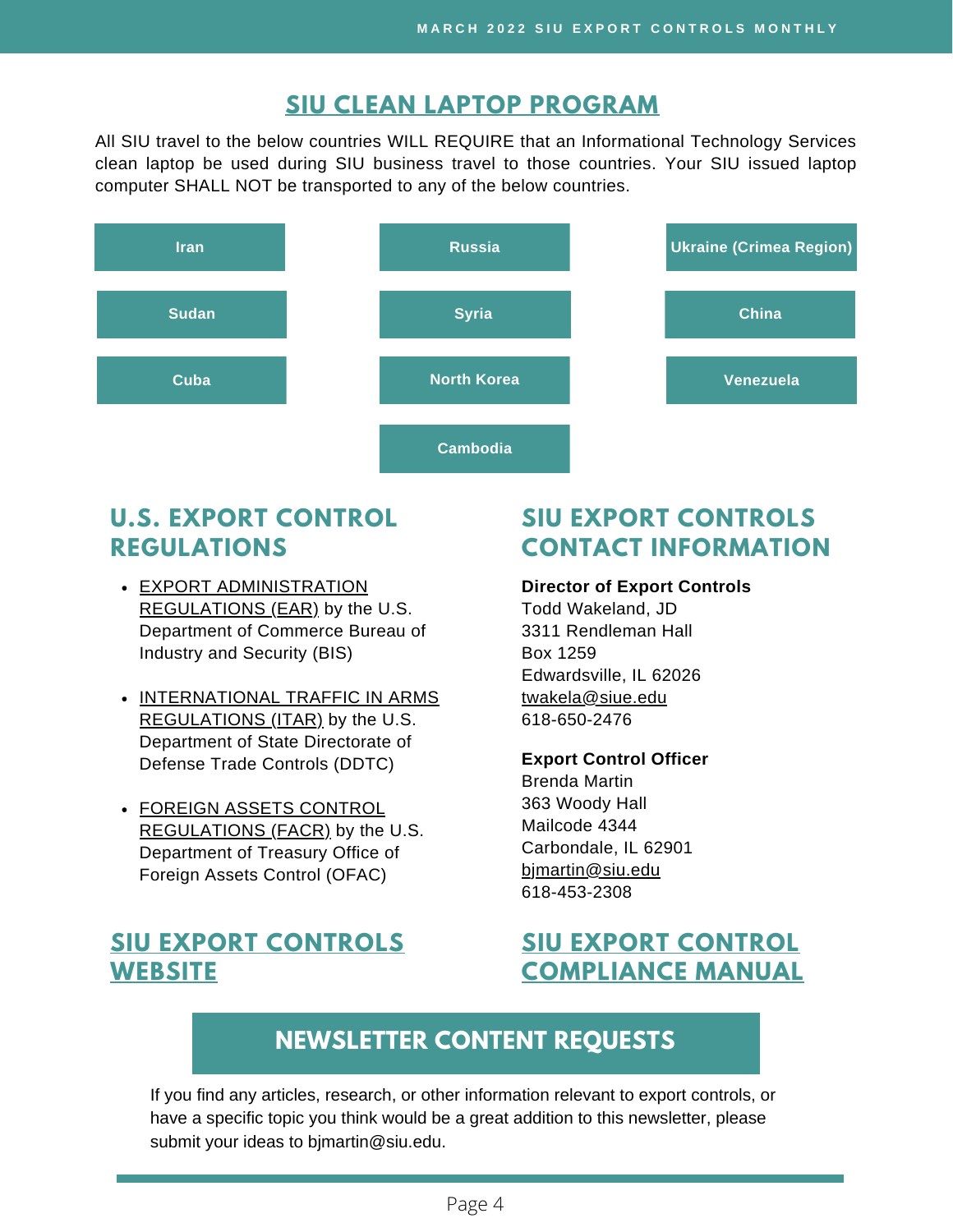## SIU CLEAN LAPTOP PROGRAM

All SIU travel to the below countries WILL REQUIRE that an Informational Technology Services clean laptop be used during SIU business travel to those countries. Your SIU issued laptop computer SHALL NOT be transported to any of the below countries.

- Iran
- Russia
- Ukraine (Crimea Region)
- Sudan
- Syria
- China
- Cuba
- North Korea
- Venezuela
- Cambodia

## U.S. EXPORT CONTROL REGULATIONS

- EXPORT ADMINISTRATION REGULATIONS (EAR) by the U.S. Department of Commerce Bureau of Industry and Security (BIS)
- INTERNATIONAL TRAFFIC IN ARMS REGULATIONS (ITAR) by the U.S. Department of State Directorate of Defense Trade Controls (DDTC)
- FOREIGN ASSETS CONTROL REGULATIONS (FACR) by the U.S. Department of Treasury Office of Foreign Assets Control (OFAC)

## SIU EXPORT CONTROLS CONTACT INFORMATION

**Director of Export Controls**
Todd Wakeland, JD
3311 Rendleman Hall
Box 1259
Edwardsville, IL 62026
twakela@siue.edu
618-650-2476

**Export Control Officer**
Brenda Martin
363 Woody Hall
Mailcode 4344
Carbondale, IL 62901
bjmartin@siu.edu
618-453-2308

## SIU EXPORT CONTROLS WEBSITE

## SIU EXPORT CONTROL COMPLIANCE MANUAL

## NEWSLETTER CONTENT REQUESTS

If you find any articles, research, or other information relevant to export controls, or have a specific topic you think would be a great addition to this newsletter, please submit your ideas to bjmartin@siu.edu.